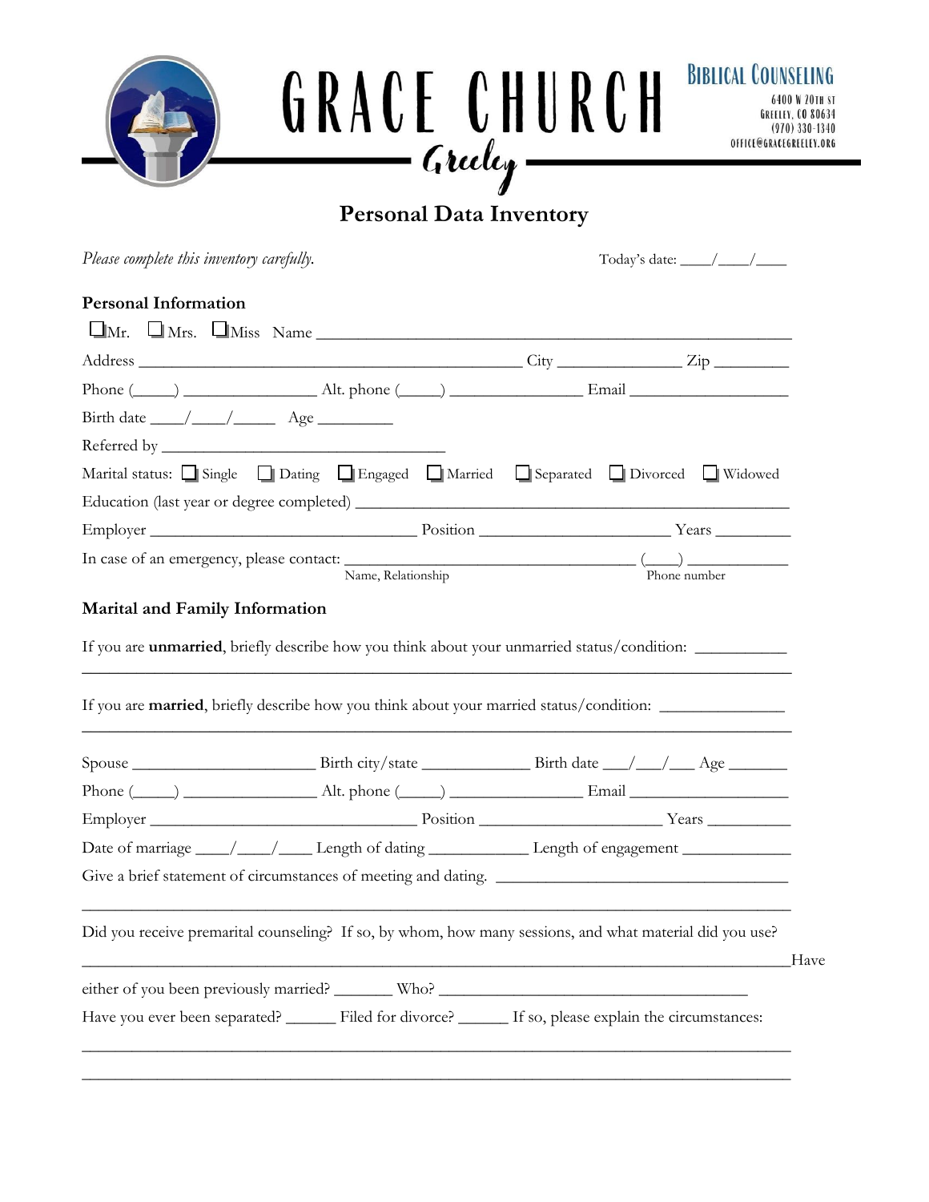# GRACE CHURCH

Greeley

**BIBLICAL COUNSELING**

6400 W 20TH ST
GREELEY, CO 80634
(970) 330-1340
OFFICE@GRACEGREELEY.ORG

## Personal Data Inventory

*Please complete this inventory carefully.* Today's date: \_\_\_\_/\_\_\_\_/\_\_\_\_

### Personal Information

☐ Mr. ☐ Mrs. ☐ Miss Name \_\_\_\_\_\_\_\_\_\_\_\_\_\_\_\_\_\_\_\_\_\_\_\_\_\_\_\_\_\_\_\_\_\_\_\_\_\_\_\_\_\_\_\_\_\_\_\_\_\_\_\_\_\_\_\_\_\_\_\_

Address \_\_\_\_\_\_\_\_\_\_\_\_\_\_\_\_\_\_\_\_\_\_\_\_\_\_\_\_\_\_\_\_\_\_\_\_\_\_\_\_\_\_\_\_\_\_\_\_ City \_\_\_\_\_\_\_\_\_\_\_\_\_\_\_\_ Zip \_\_\_\_\_\_\_\_\_

Phone (\_\_\_\_\_) \_\_\_\_\_\_\_\_\_\_\_\_\_\_\_\_ Alt. phone (\_\_\_\_\_) \_\_\_\_\_\_\_\_\_\_\_\_\_\_\_\_ Email \_\_\_\_\_\_\_\_\_\_\_\_\_\_\_\_\_\_\_\_

Birth date \_\_\_\_/\_\_\_\_/\_\_\_\_\_ Age \_\_\_\_\_\_\_\_\_

Referred by \_\_\_\_\_\_\_\_\_\_\_\_\_\_\_\_\_\_\_\_\_\_\_\_\_\_\_\_\_\_\_\_\_\_\_\_\_

Marital status: ☐ Single ☐ Dating ☐ Engaged ☐ Married ☐ Separated ☐ Divorced ☐ Widowed

Education (last year or degree completed) \_\_\_\_\_\_\_\_\_\_\_\_\_\_\_\_\_\_\_\_\_\_\_\_\_\_\_\_\_\_\_\_\_\_\_\_\_\_\_\_\_\_\_\_\_\_\_\_\_\_\_\_

Employer \_\_\_\_\_\_\_\_\_\_\_\_\_\_\_\_\_\_\_\_\_\_\_\_\_\_\_\_\_\_\_\_\_\_ Position \_\_\_\_\_\_\_\_\_\_\_\_\_\_\_\_\_\_\_\_\_\_\_\_ Years \_\_\_\_\_\_\_\_\_

In case of an emergency, please contact: \_\_\_\_\_\_\_\_\_\_\_\_\_\_\_\_\_\_\_\_\_\_\_\_\_\_\_\_\_\_\_\_\_\_\_\_ (\_\_\_\_) \_\_\_\_\_\_\_\_\_\_\_\_
Name, Relationship Phone number

### Marital and Family Information

If you are **unmarried**, briefly describe how you think about your unmarried status/condition: \_\_\_\_\_\_\_\_\_\_\_
\_\_\_\_\_\_\_\_\_\_\_\_\_\_\_\_\_\_\_\_\_\_\_\_\_\_\_\_\_\_\_\_\_\_\_\_\_\_\_\_\_\_\_\_\_\_\_\_\_\_\_\_\_\_\_\_\_\_\_\_\_\_\_\_\_\_\_\_\_\_\_\_\_\_\_\_\_\_\_\_\_\_\_\_\_\_\_\_

If you are **married**, briefly describe how you think about your married status/condition: \_\_\_\_\_\_\_\_\_\_\_\_\_\_\_
\_\_\_\_\_\_\_\_\_\_\_\_\_\_\_\_\_\_\_\_\_\_\_\_\_\_\_\_\_\_\_\_\_\_\_\_\_\_\_\_\_\_\_\_\_\_\_\_\_\_\_\_\_\_\_\_\_\_\_\_\_\_\_\_\_\_\_\_\_\_\_\_\_\_\_\_\_\_\_\_\_\_\_\_\_\_\_\_

Spouse \_\_\_\_\_\_\_\_\_\_\_\_\_\_\_\_\_\_\_\_\_\_ Birth city/state \_\_\_\_\_\_\_\_\_\_\_\_\_\_ Birth date \_\_\_/\_\_\_/\_\_\_ Age \_\_\_\_\_\_\_

Phone (\_\_\_\_\_) \_\_\_\_\_\_\_\_\_\_\_\_\_\_\_\_ Alt. phone (\_\_\_\_\_) \_\_\_\_\_\_\_\_\_\_\_\_\_\_\_\_ Email \_\_\_\_\_\_\_\_\_\_\_\_\_\_\_\_\_\_\_\_

Employer \_\_\_\_\_\_\_\_\_\_\_\_\_\_\_\_\_\_\_\_\_\_\_\_\_\_\_\_\_\_\_\_\_\_ Position \_\_\_\_\_\_\_\_\_\_\_\_\_\_\_\_\_\_\_\_\_\_\_ Years \_\_\_\_\_\_\_\_\_\_

Date of marriage \_\_\_\_/\_\_\_\_/\_\_\_\_ Length of dating \_\_\_\_\_\_\_\_\_\_\_\_ Length of engagement \_\_\_\_\_\_\_\_\_\_\_\_\_

Give a brief statement of circumstances of meeting and dating. \_\_\_\_\_\_\_\_\_\_\_\_\_\_\_\_\_\_\_\_\_\_\_\_\_\_\_\_\_\_\_\_\_\_\_\_
\_\_\_\_\_\_\_\_\_\_\_\_\_\_\_\_\_\_\_\_\_\_\_\_\_\_\_\_\_\_\_\_\_\_\_\_\_\_\_\_\_\_\_\_\_\_\_\_\_\_\_\_\_\_\_\_\_\_\_\_\_\_\_\_\_\_\_\_\_\_\_\_\_\_\_\_\_\_\_\_\_\_\_\_\_\_\_\_

Did you receive premarital counseling? If so, by whom, how many sessions, and what material did you use?
\_\_\_\_\_\_\_\_\_\_\_\_\_\_\_\_\_\_\_\_\_\_\_\_\_\_\_\_\_\_\_\_\_\_\_\_\_\_\_\_\_\_\_\_\_\_\_\_\_\_\_\_\_\_\_\_\_\_\_\_\_\_\_\_\_\_\_\_\_\_\_\_\_\_\_\_\_\_\_\_\_\_\_\_\_\_\_\_Have either of you been previously married? \_\_\_\_\_\_\_ Who? \_\_\_\_\_\_\_\_\_\_\_\_\_\_\_\_\_\_\_\_\_\_\_\_\_\_\_\_\_\_\_\_\_\_\_\_\_\_\_

Have you ever been separated? \_\_\_\_\_\_ Filed for divorce? \_\_\_\_\_\_ If so, please explain the circumstances:
\_\_\_\_\_\_\_\_\_\_\_\_\_\_\_\_\_\_\_\_\_\_\_\_\_\_\_\_\_\_\_\_\_\_\_\_\_\_\_\_\_\_\_\_\_\_\_\_\_\_\_\_\_\_\_\_\_\_\_\_\_\_\_\_\_\_\_\_\_\_\_\_\_\_\_\_\_\_\_\_\_\_\_\_\_\_\_\_
\_\_\_\_\_\_\_\_\_\_\_\_\_\_\_\_\_\_\_\_\_\_\_\_\_\_\_\_\_\_\_\_\_\_\_\_\_\_\_\_\_\_\_\_\_\_\_\_\_\_\_\_\_\_\_\_\_\_\_\_\_\_\_\_\_\_\_\_\_\_\_\_\_\_\_\_\_\_\_\_\_\_\_\_\_\_\_\_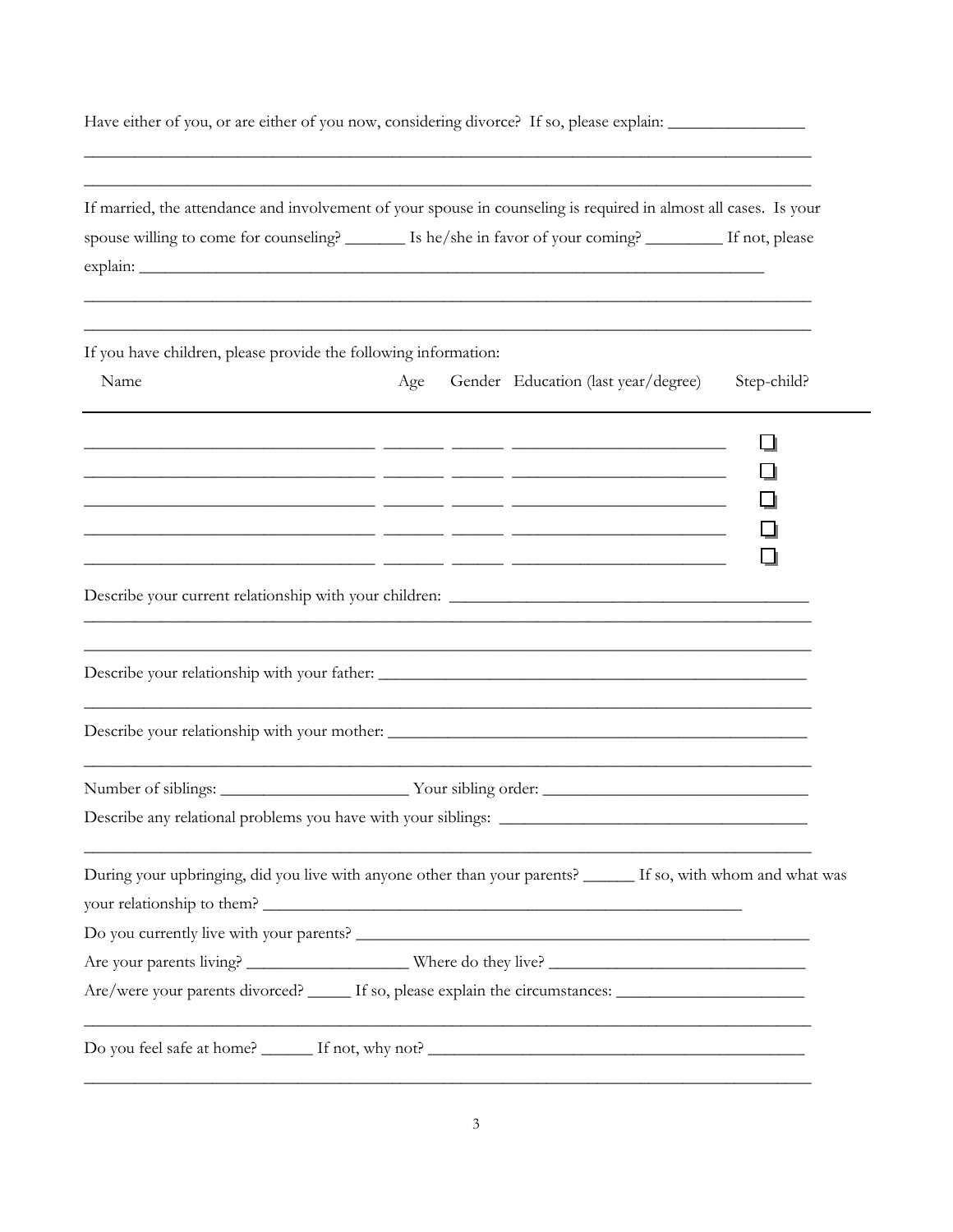Have either of you, or are either of you now, considering divorce? If so, please explain: ________________

_____________________________________________________________________________________

_____________________________________________________________________________________

If married, the attendance and involvement of your spouse in counseling is required in almost all cases. Is your spouse willing to come for counseling? _______ Is he/she in favor of your coming? _________ If not, please explain: _____________________________________________________________________________

_____________________________________________________________________________________

_____________________________________________________________________________________

If you have children, please provide the following information:

| Name | Age | Gender | Education (last year/degree) | Step-child? |
|---|---|---|---|---|
| | | | | ☐ |
| | | | | ☐ |
| | | | | ☐ |
| | | | | ☐ |
| | | | | ☐ |

Describe your current relationship with your children: __________________________________________

_____________________________________________________________________________________

_____________________________________________________________________________________

Describe your relationship with your father: ____________________________________________________

_____________________________________________________________________________________

Describe your relationship with your mother: ___________________________________________________

_____________________________________________________________________________________

Number of siblings: ______________________ Your sibling order: ______________________________

Describe any relational problems you have with your siblings: ____________________________________

_____________________________________________________________________________________

During your upbringing, did you live with anyone other than your parents? ______ If so, with whom and what was your relationship to them? ___________________________________________________________

Do you currently live with your parents? _____________________________________________________

Are your parents living? ___________________ Where do they live? ______________________________

Are/were your parents divorced? _____ If so, please explain the circumstances: ______________________

_____________________________________________________________________________________

Do you feel safe at home? ______ If not, why not? ____________________________________________

_____________________________________________________________________________________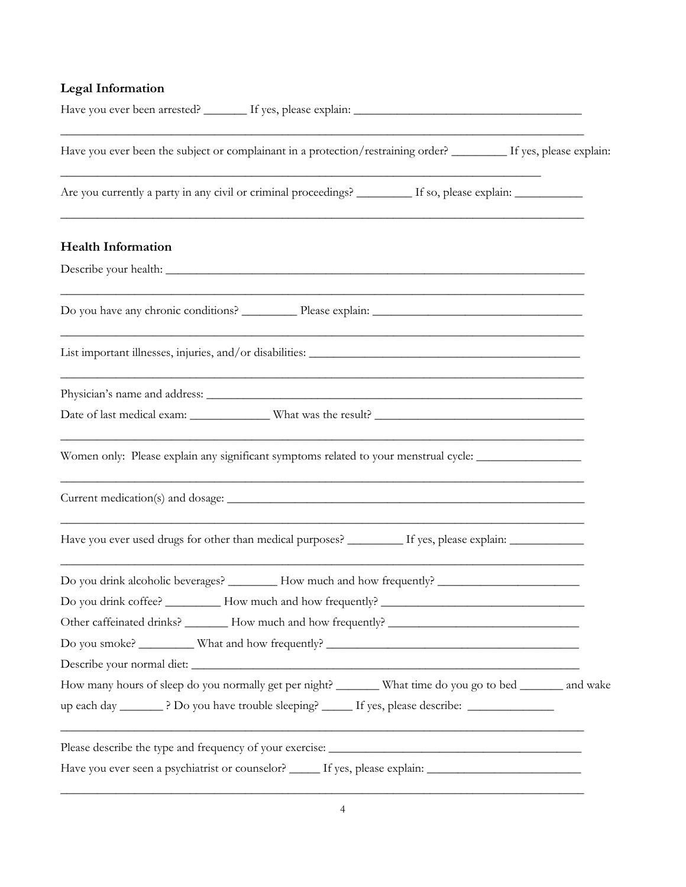## Legal Information

Have you ever been arrested? _______ If yes, please explain: ____________________________________

_____________________________________________________________________________________

Have you ever been the subject or complainant in a protection/restraining order? _________ If yes, please explain:

_____________________________________________________________________________

Are you currently a party in any civil or criminal proceedings? _________ If so, please explain: ___________

_____________________________________________________________________________________

## Health Information

Describe your health: _____________________________________________________________________

_____________________________________________________________________________________

Do you have any chronic conditions? _________ Please explain: __________________________________

_____________________________________________________________________________________

List important illnesses, injuries, and/or disabilities: _____________________________________________

_____________________________________________________________________________________

Physician's name and address: _____________________________________________________________

Date of last medical exam: _____________ What was the result? _________________________________

_____________________________________________________________________________________

Women only: Please explain any significant symptoms related to your menstrual cycle: _________________

_____________________________________________________________________________________

Current medication(s) and dosage: __________________________________________________________

_____________________________________________________________________________________

Have you ever used drugs for other than medical purposes? _________ If yes, please explain: ____________

_____________________________________________________________________________________

Do you drink alcoholic beverages? ________ How much and how frequently? _______________________

Do you drink coffee? _________ How much and how frequently? _________________________________

Other caffeinated drinks? _______ How much and how frequently? _______________________________

Do you smoke? _________ What and how frequently? _________________________________________

Describe your normal diet: ________________________________________________________________

How many hours of sleep do you normally get per night? _______ What time do you go to bed _______ and wake up each day _______ ? Do you have trouble sleeping? _____ If yes, please describe: ______________

_____________________________________________________________________________________

Please describe the type and frequency of your exercise: _________________________________________

Have you ever seen a psychiatrist or counselor? _____ If yes, please explain: _________________________

_____________________________________________________________________________________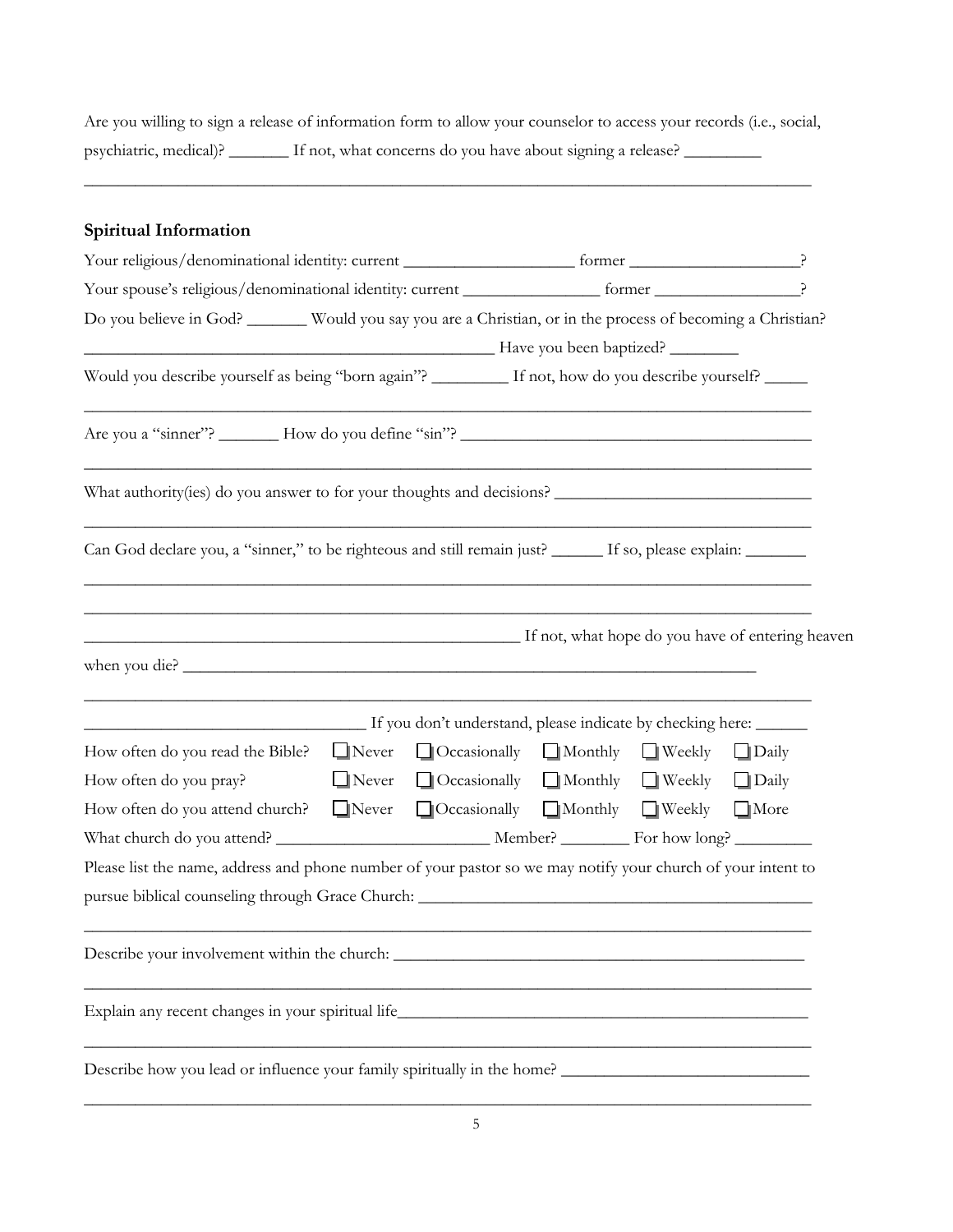Are you willing to sign a release of information form to allow your counselor to access your records (i.e., social, psychiatric, medical)? _______ If not, what concerns do you have about signing a release? _________

_____________________________________________________________________________________

## Spiritual Information

Your religious/denominational identity: current ____________________ former ____________________?

Your spouse's religious/denominational identity: current ________________ former _________________?

Do you believe in God? _______ Would you say you are a Christian, or in the process of becoming a Christian?

_________________________________________________ Have you been baptized? ________

Would you describe yourself as being "born again"? _________ If not, how do you describe yourself? _____

_____________________________________________________________________________________

Are you a "sinner"? _______ How do you define "sin"? _________________________________________

_____________________________________________________________________________________

What authority(ies) do you answer to for your thoughts and decisions? ______________________________

_____________________________________________________________________________________

Can God declare you, a "sinner," to be righteous and still remain just? ______ If so, please explain: _______

_____________________________________________________________________________________

_____________________________________________________________________________________

_____________________________________________________ If not, what hope do you have of entering heaven when you die? _____________________________________________________________________

_____________________________________________________________________________________

_________________________________ If you don't understand, please indicate by checking here: ______

| | | | | | |
|---|---|---|---|---|---|
| How often do you read the Bible? | ☐ Never | ☐ Occasionally | ☐ Monthly | ☐ Weekly | ☐ Daily |
| How often do you pray? | ☐ Never | ☐ Occasionally | ☐ Monthly | ☐ Weekly | ☐ Daily |
| How often do you attend church? | ☐ Never | ☐ Occasionally | ☐ Monthly | ☐ Weekly | ☐ More |

What church do you attend? _________________________ Member? ________ For how long? _________

Please list the name, address and phone number of your pastor so we may notify your church of your intent to pursue biblical counseling through Grace Church: _______________________________________________

_____________________________________________________________________________________

Describe your involvement within the church: _________________________________________________

_____________________________________________________________________________________

Explain any recent changes in your spiritual life_________________________________________________

_____________________________________________________________________________________

Describe how you lead or influence your family spiritually in the home? _____________________________

_____________________________________________________________________________________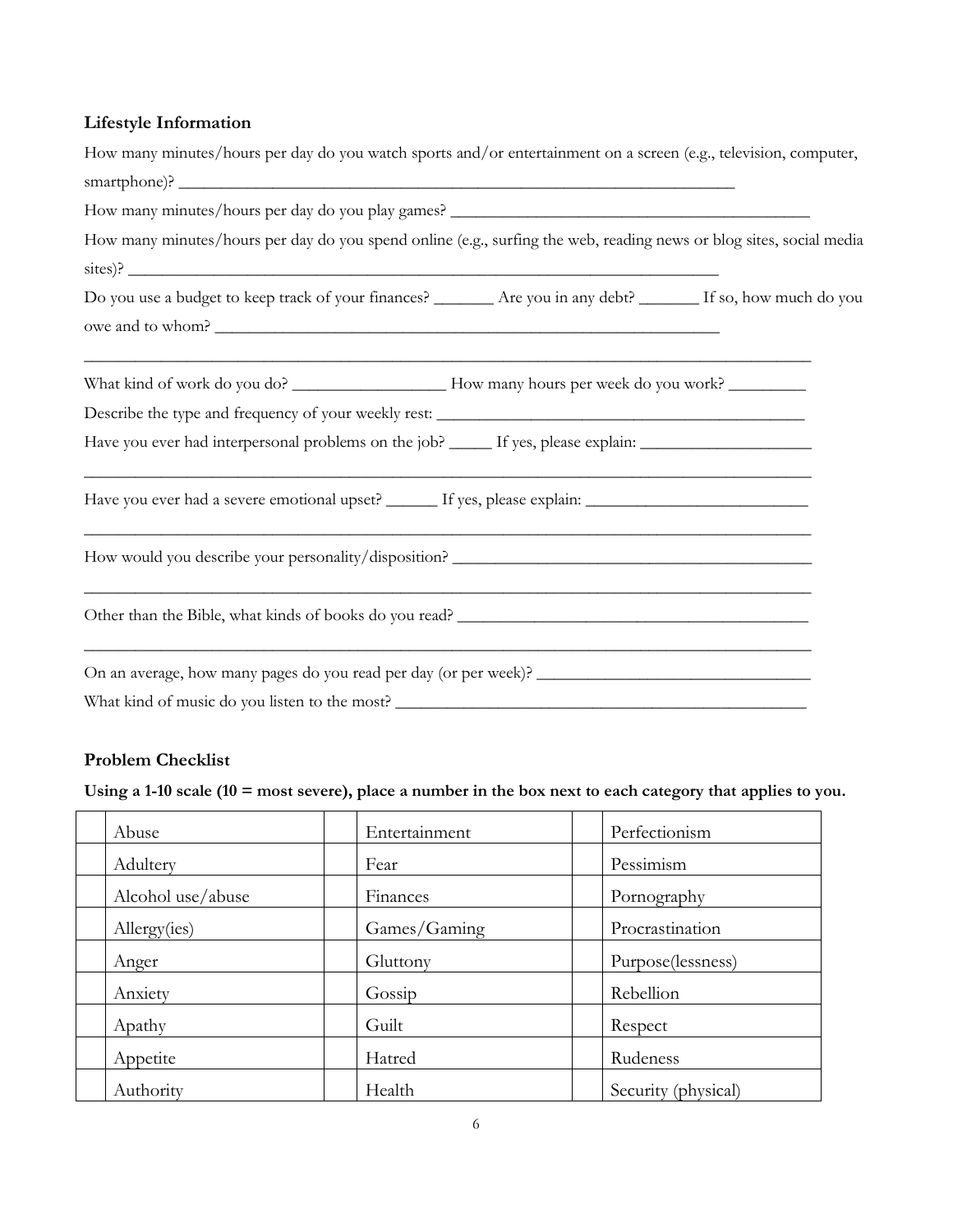### Lifestyle Information

How many minutes/hours per day do you watch sports and/or entertainment on a screen (e.g., television, computer, smartphone)? ______________________________________________________________

How many minutes/hours per day do you play games? ________________________________________

How many minutes/hours per day do you spend online (e.g., surfing the web, reading news or blog sites, social media sites)? ________________________________________________________________

Do you use a budget to keep track of your finances? _______ Are you in any debt? _______ If so, how much do you owe and to whom? ________________________________________________________

_______________________________________________________________________________

What kind of work do you do? __________________ How many hours per week do you work? _________

Describe the type and frequency of your weekly rest: __________________________________________

Have you ever had interpersonal problems on the job? _____ If yes, please explain: ____________________

_______________________________________________________________________________

Have you ever had a severe emotional upset? ______ If yes, please explain: __________________________

_______________________________________________________________________________

How would you describe your personality/disposition? __________________________________________

_______________________________________________________________________________

Other than the Bible, what kinds of books do you read? _________________________________________

_______________________________________________________________________________

On an average, how many pages do you read per day (or per week)? ________________________________

What kind of music do you listen to the most? ________________________________________________

### Problem Checklist

**Using a 1-10 scale (10 = most severe), place a number in the box next to each category that applies to you.**

| | | | | | |
|---|---|---|---|---|---|
| | Abuse | | Entertainment | | Perfectionism |
| | Adultery | | Fear | | Pessimism |
| | Alcohol use/abuse | | Finances | | Pornography |
| | Allergy(ies) | | Games/Gaming | | Procrastination |
| | Anger | | Gluttony | | Purpose(lessness) |
| | Anxiety | | Gossip | | Rebellion |
| | Apathy | | Guilt | | Respect |
| | Appetite | | Hatred | | Rudeness |
| | Authority | | Health | | Security (physical) |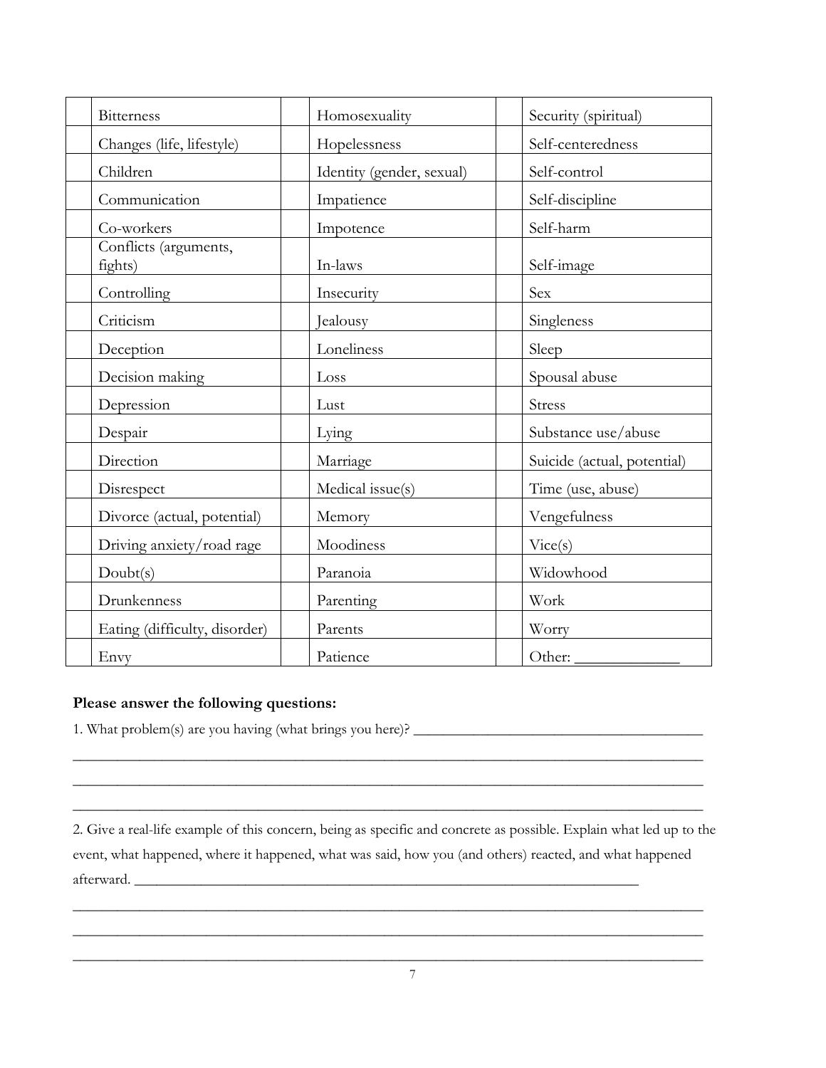| | | | | | |
|---|---|---|---|---|---|
| | Bitterness | | Homosexuality | | Security (spiritual) |
| | Changes (life, lifestyle) | | Hopelessness | | Self-centeredness |
| | Children | | Identity (gender, sexual) | | Self-control |
| | Communication | | Impatience | | Self-discipline |
| | Co-workers | | Impotence | | Self-harm |
| | Conflicts (arguments, fights) | | In-laws | | Self-image |
| | Controlling | | Insecurity | | Sex |
| | Criticism | | Jealousy | | Singleness |
| | Deception | | Loneliness | | Sleep |
| | Decision making | | Loss | | Spousal abuse |
| | Depression | | Lust | | Stress |
| | Despair | | Lying | | Substance use/abuse |
| | Direction | | Marriage | | Suicide (actual, potential) |
| | Disrespect | | Medical issue(s) | | Time (use, abuse) |
| | Divorce (actual, potential) | | Memory | | Vengefulness |
| | Driving anxiety/road rage | | Moodiness | | Vice(s) |
| | Doubt(s) | | Paranoia | | Widowhood |
| | Drunkenness | | Parenting | | Work |
| | Eating (difficulty, disorder) | | Parents | | Worry |
| | Envy | | Patience | | Other: _____________ |

**Please answer the following questions:**

1. What problem(s) are you having (what brings you here)? _______________________________________

_______________________________________________________________________________________

_______________________________________________________________________________________

_______________________________________________________________________________________

2. Give a real-life example of this concern, being as specific and concrete as possible. Explain what led up to the event, what happened, where it happened, what was said, how you (and others) reacted, and what happened afterward. _____________________________________________________________________

_______________________________________________________________________________________

_______________________________________________________________________________________

_______________________________________________________________________________________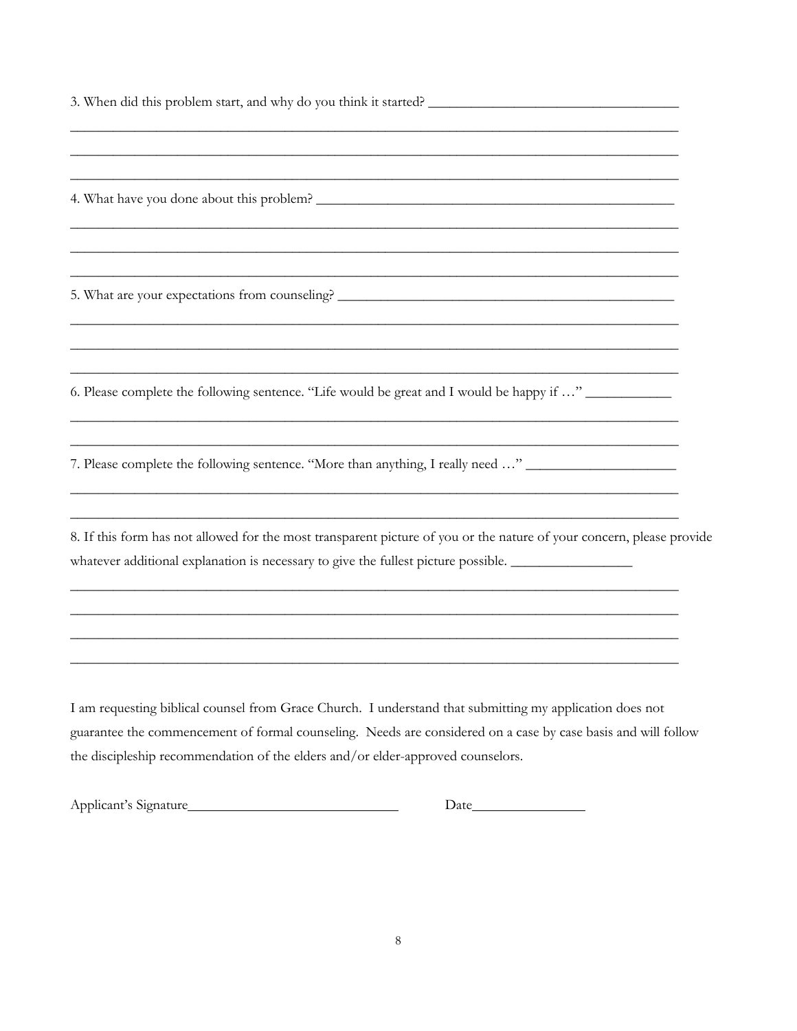3. When did this problem start, and why do you think it started? ___________________________________

_____________________________________________________________________________________

_____________________________________________________________________________________

_____________________________________________________________________________________

4. What have you done about this problem? ___________________________________________________

_____________________________________________________________________________________

_____________________________________________________________________________________

_____________________________________________________________________________________

5. What are your expectations from counseling? _______________________________________________

_____________________________________________________________________________________

_____________________________________________________________________________________

_____________________________________________________________________________________

6. Please complete the following sentence. "Life would be great and I would be happy if …" ____________

_____________________________________________________________________________________

_____________________________________________________________________________________

7. Please complete the following sentence. "More than anything, I really need …" _____________________

_____________________________________________________________________________________

_____________________________________________________________________________________

8. If this form has not allowed for the most transparent picture of you or the nature of your concern, please provide whatever additional explanation is necessary to give the fullest picture possible. _________________

_____________________________________________________________________________________

_____________________________________________________________________________________

_____________________________________________________________________________________

_____________________________________________________________________________________

I am requesting biblical counsel from Grace Church. I understand that submitting my application does not guarantee the commencement of formal counseling. Needs are considered on a case by case basis and will follow the discipleship recommendation of the elders and/or elder-approved counselors.

Applicant's Signature______________________________ Date________________